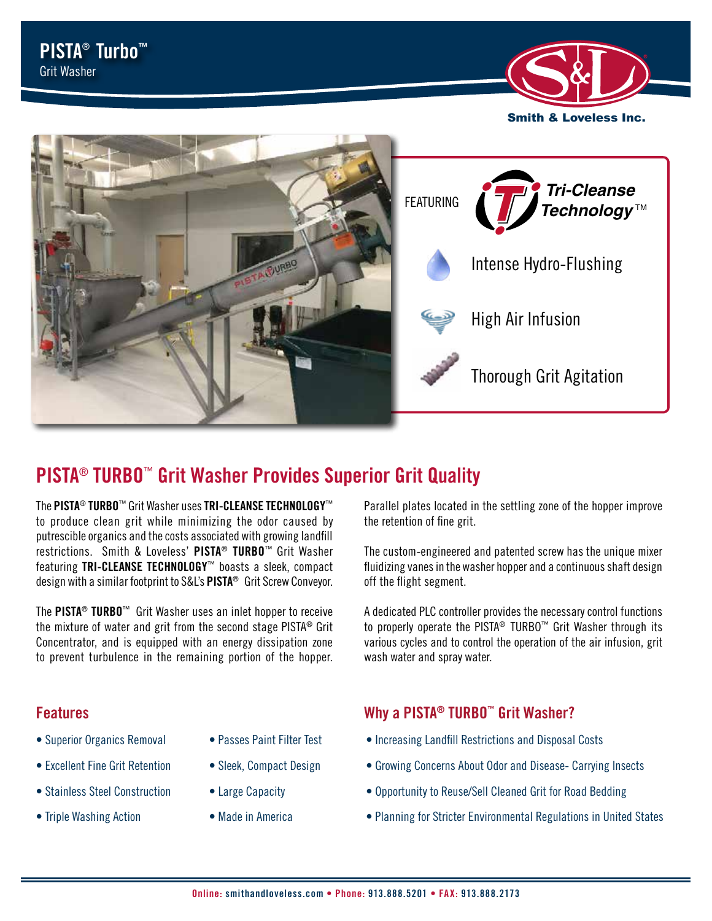# PISTA® Turbo™

Grit Washer

Smith & Loveless Inc.

FEATURING *Tri-Cleanse Technology™*

- Intense Hydro-Flushing
- High Air Infusion
- Thorough Grit Agitation

## PISTA® TURBO™ Grit Washer Provides Superior Grit Quality

The **PISTA® TURBO™** Grit Washer uses **TRI-CLEANSE TECHNOLOGY™** to produce clean grit while minimizing the odor caused by putrescible organics and the costs associated with growing landfill restrictions. Smith & Loveless' **PISTA® TURBO™** Grit Washer featuring **TRI-CLEANSE TECHNOLOGY™** boasts a sleek, compact design with a similar footprint to S&L's **PISTA®** Grit Screw Conveyor.

The **PISTA® TURBO™** Grit Washer uses an inlet hopper to receive the mixture of water and grit from the second stage PISTA® Grit Concentrator, and is equipped with an energy dissipation zone to prevent turbulence in the remaining portion of the hopper.

Parallel plates located in the settling zone of the hopper improve the retention of fine grit.

The custom-engineered and patented screw has the unique mixer fluidizing vanes in the washer hopper and a continuous shaft design off the flight segment.

A dedicated PLC controller provides the necessary control functions to properly operate the PISTA® TURBO™ Grit Washer through its various cycles and to control the operation of the air infusion, grit wash water and spray water.

### Features

- Superior Organics Removal
- Excellent Fine Grit Retention
- Stainless Steel Construction
- Triple Washing Action
- Passes Paint Filter Test
- Sleek, Compact Design
- Large Capacity
- Made in America

### Why a PISTA® TURBO™ Grit Washer?

- Increasing Landfill Restrictions and Disposal Costs
- Growing Concerns About Odor and Disease- Carrying Insects
- Opportunity to Reuse/Sell Cleaned Grit for Road Bedding
- Planning for Stricter Environmental Regulations in United States

**Online:** smithandloveless.com • **Phone:** 913.888.5201 • **FAX:** 913.888.2173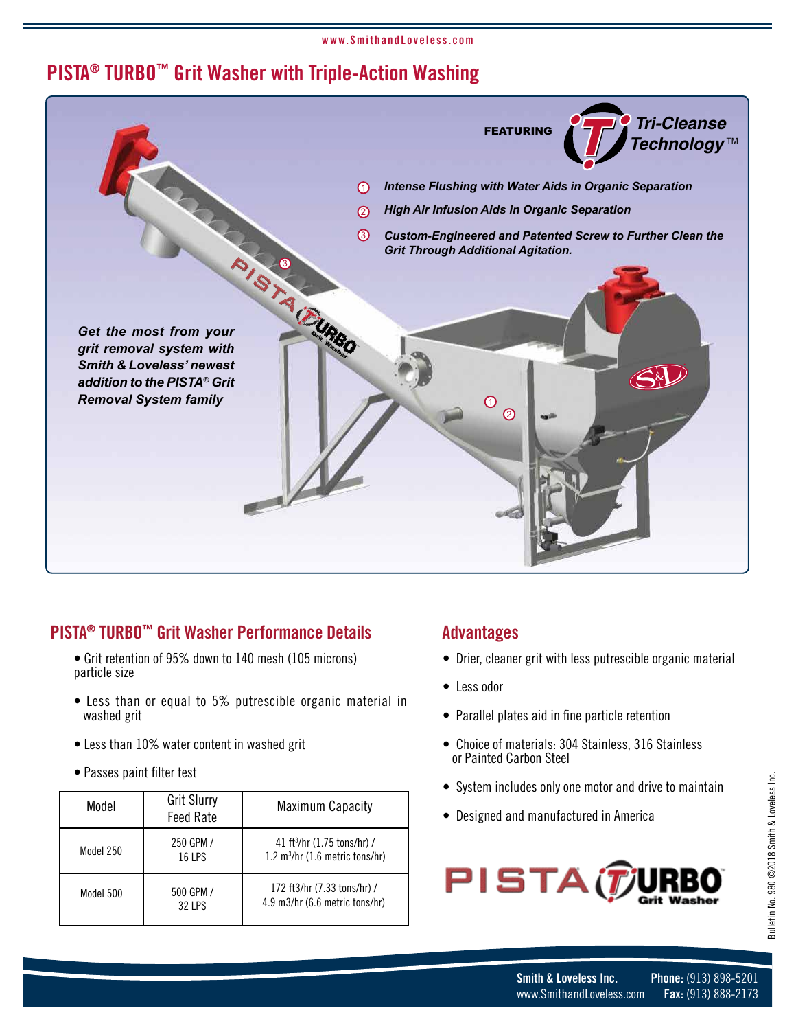# PISTA® TURBO™ Grit Washer with Triple-Action Washing

FEATURING Tri-Cleanse Technology™

1. *Intense Flushing with Water Aids in Organic Separation*
2. *High Air Infusion Aids in Organic Separation*
3. *Custom-Engineered and Patented Screw to Further Clean the Grit Through Additional Agitation.*

***Get the most from your grit removal system with Smith & Loveless' newest addition to the PISTA® Grit Removal System family***

## PISTA® TURBO™ Grit Washer Performance Details

- Grit retention of 95% down to 140 mesh (105 microns) particle size
- Less than or equal to 5% putrescible organic material in washed grit
- Less than 10% water content in washed grit
- Passes paint filter test

| Model | Grit Slurry Feed Rate | Maximum Capacity |
|---|---|---|
| Model 250 | 250 GPM / 16 LPS | 41 $ft^3$/hr (1.75 tons/hr) / 1.2 $m^3$/hr (1.6 metric tons/hr) |
| Model 500 | 500 GPM / 32 LPS | 172 ft3/hr (7.33 tons/hr) / 4.9 m3/hr (6.6 metric tons/hr) |

## Advantages

- Drier, cleaner grit with less putrescible organic material
- Less odor
- Parallel plates aid in fine particle retention
- Choice of materials: 304 Stainless, 316 Stainless or Painted Carbon Steel
- System includes only one motor and drive to maintain
- Designed and manufactured in America

PISTA TURBO Grit Washer

Bulletin No. 980 ©2018 Smith & Loveless Inc.

**Smith & Loveless Inc.**
www.SmithandLoveless.com

**Phone:** (913) 898-5201
**Fax:** (913) 888-2173